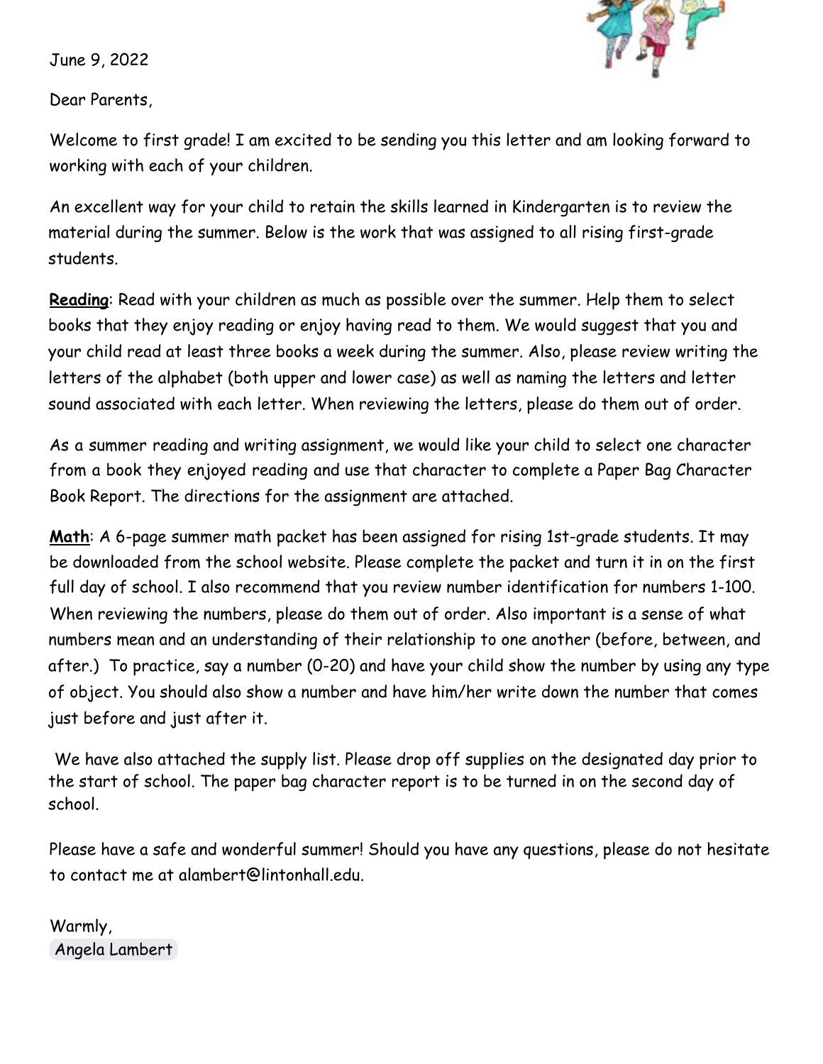June 9, 2022

Dear Parents,

Welcome to first grade! I am excited to be sending you this letter and am looking forward to working with each of your children.

An excellent way for your child to retain the skills learned in Kindergarten is to review the material during the summer. Below is the work that was assigned to all rising first-grade students.

**Reading**: Read with your children as much as possible over the summer. Help them to select books that they enjoy reading or enjoy having read to them. We would suggest that you and your child read at least three books a week during the summer. Also, please review writing the letters of the alphabet (both upper and lower case) as well as naming the letters and letter sound associated with each letter. When reviewing the letters, please do them out of order.

As a summer reading and writing assignment, we would like your child to select one character from a book they enjoyed reading and use that character to complete a Paper Bag Character Book Report. The directions for the assignment are attached.

**Math**: A 6-page summer math packet has been assigned for rising 1st-grade students. It may be downloaded from the school website. Please complete the packet and turn it in on the first full day of school. I also recommend that you review number identification for numbers 1-100. When reviewing the numbers, please do them out of order. Also important is a sense of what numbers mean and an understanding of their relationship to one another (before, between, and after.) To practice, say a number (0-20) and have your child show the number by using any type of object. You should also show a number and have him/her write down the number that comes just before and just after it.

We have also attached the supply list. Please drop off supplies on the designated day prior to the start of school. The paper bag character report is to be turned in on the second day of school.

Please have a safe and wonderful summer! Should you have any questions, please do not hesitate to contact me at alambert@lintonhall.edu.

Warmly,
Angela Lambert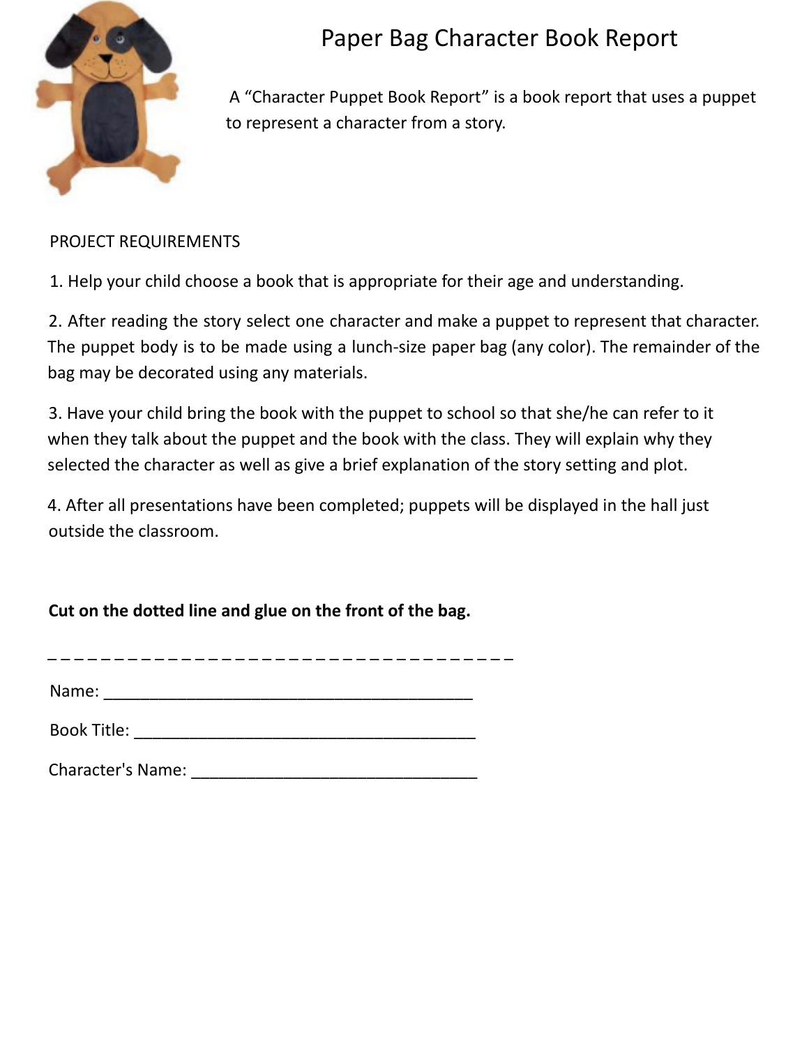# Paper Bag Character Book Report

A "Character Puppet Book Report" is a book report that uses a puppet to represent a character from a story.

PROJECT REQUIREMENTS

1. Help your child choose a book that is appropriate for their age and understanding.

2. After reading the story select one character and make a puppet to represent that character. The puppet body is to be made using a lunch-size paper bag (any color). The remainder of the bag may be decorated using any materials.

3. Have your child bring the book with the puppet to school so that she/he can refer to it when they talk about the puppet and the book with the class. They will explain why they selected the character as well as give a brief explanation of the story setting and plot.

4. After all presentations have been completed; puppets will be displayed in the hall just outside the classroom.

**Cut on the dotted line and glue on the front of the bag.**

_ _ _ _ _ _ _ _ _ _ _ _ _ _ _ _ _ _ _ _ _ _ _ _ _ _ _ _ _ _ _ _ _ _ _ _ _

Name: ________________________________________

Book Title: _____________________________________

Character's Name: _______________________________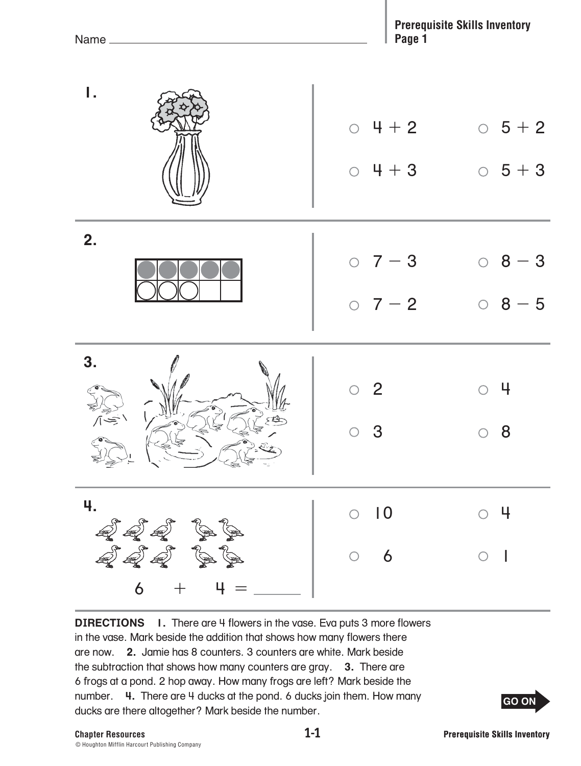Name ______________________

**Prerequisite Skills Inventory Page 1**

**1.**

○ $4 + 2$ ○ $5 + 2$

○ $4 + 3$ ○ $5 + 3$

**2.**

○ $7 - 3$ ○ $8 - 3$

○ $7 - 2$ ○ $8 - 5$

**3.**

○ 2 ○ 4

○ 3 ○ 8

**4.**

$6 + 4 =$ ______

○ 10 ○ 4

○ 6 ○ 1

**DIRECTIONS** **1.** There are 4 flowers in the vase. Eva puts 3 more flowers in the vase. Mark beside the addition that shows how many flowers there are now. **2.** Jamie has 8 counters. 3 counters are white. Mark beside the subtraction that shows how many counters are gray. **3.** There are 6 frogs at a pond. 2 hop away. How many frogs are left? Mark beside the number. **4.** There are 4 ducks at the pond. 6 ducks join them. How many ducks are there altogether? Mark beside the number.

**GO ON**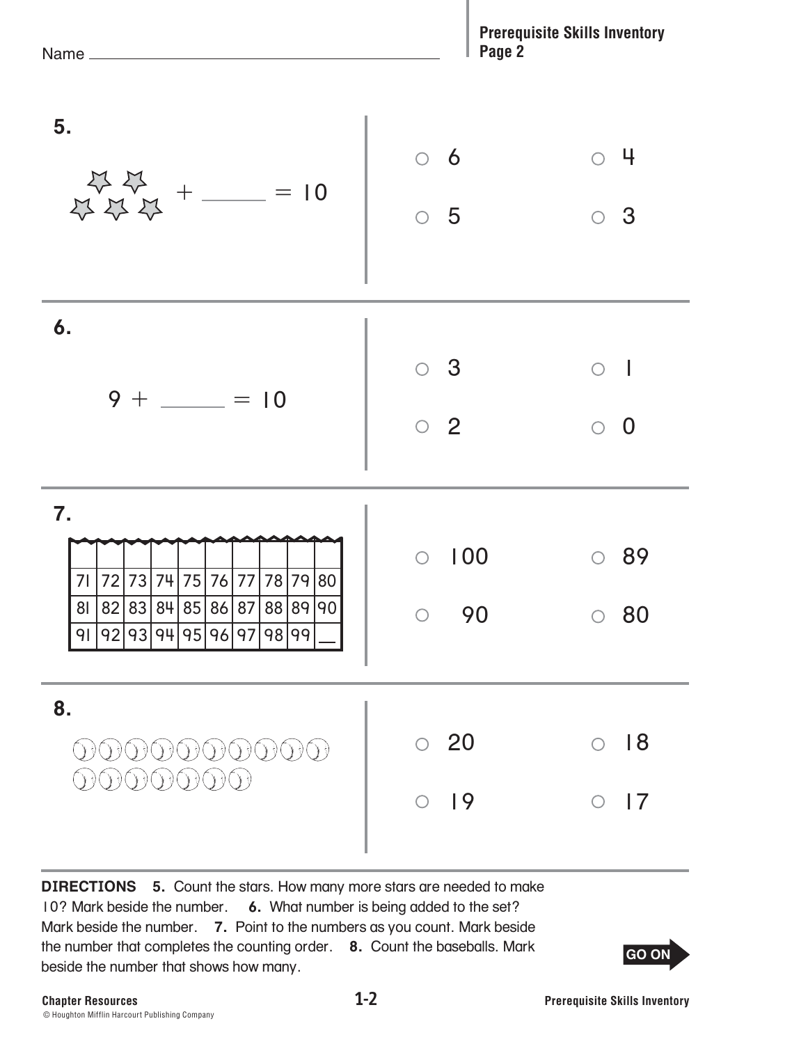Name ____________________

**Prerequisite Skills Inventory**
**Page 2**

**5.**

☆☆ ☆☆☆ + _____ = 10

○ 6 ○ 4

○ 5 ○ 3

**6.**

9 + _____ = 10

○ 3 ○ 1

○ 2 ○ 0

**7.**

| | | | | | | | | | |
|---|---|---|---|---|---|---|---|---|---|
| 71 | 72 | 73 | 74 | 75 | 76 | 77 | 78 | 79 | 80 |
| 81 | 82 | 83 | 84 | 85 | 86 | 87 | 88 | 89 | 90 |
| 91 | 92 | 93 | 94 | 95 | 96 | 97 | 98 | 99 | __ |

○ 100 ○ 89

○ 90 ○ 80

**8.**

⚾⚾⚾⚾⚾⚾⚾⚾⚾⚾
⚾⚾⚾⚾⚾⚾⚾

○ 20 ○ 18

○ 19 ○ 17

**DIRECTIONS** **5.** Count the stars. How many more stars are needed to make 10? Mark beside the number. **6.** What number is being added to the set? Mark beside the number. **7.** Point to the numbers as you count. Mark beside the number that completes the counting order. **8.** Count the baseballs. Mark beside the number that shows how many.

**GO ON**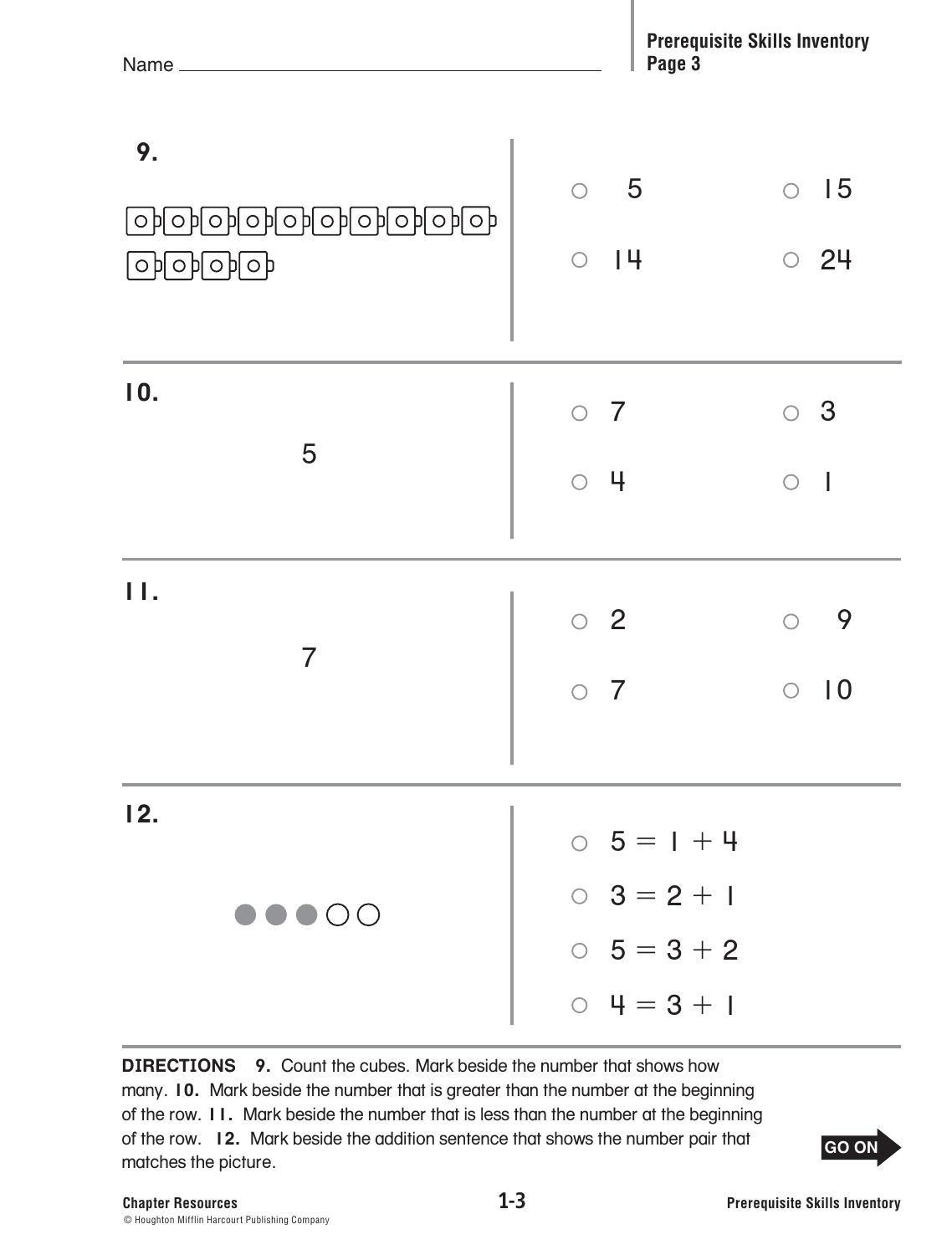Name ________________________________

**Prerequisite Skills Inventory Page 3**

**9.**

○ 5　　○ 15

○ 14　　○ 24

**10.**

5

○ 7　　○ 3

○ 4　　○ 1

**11.**

7

○ 2　　○ 9

○ 7　　○ 10

**12.**

●●●○○

○ $5 = 1 + 4$

○ $3 = 2 + 1$

○ $5 = 3 + 2$

○ $4 = 3 + 1$

**DIRECTIONS** **9.** Count the cubes. Mark beside the number that shows how many. **10.** Mark beside the number that is greater than the number at the beginning of the row. **11.** Mark beside the number that is less than the number at the beginning of the row. **12.** Mark beside the addition sentence that shows the number pair that matches the picture.

**GO ON**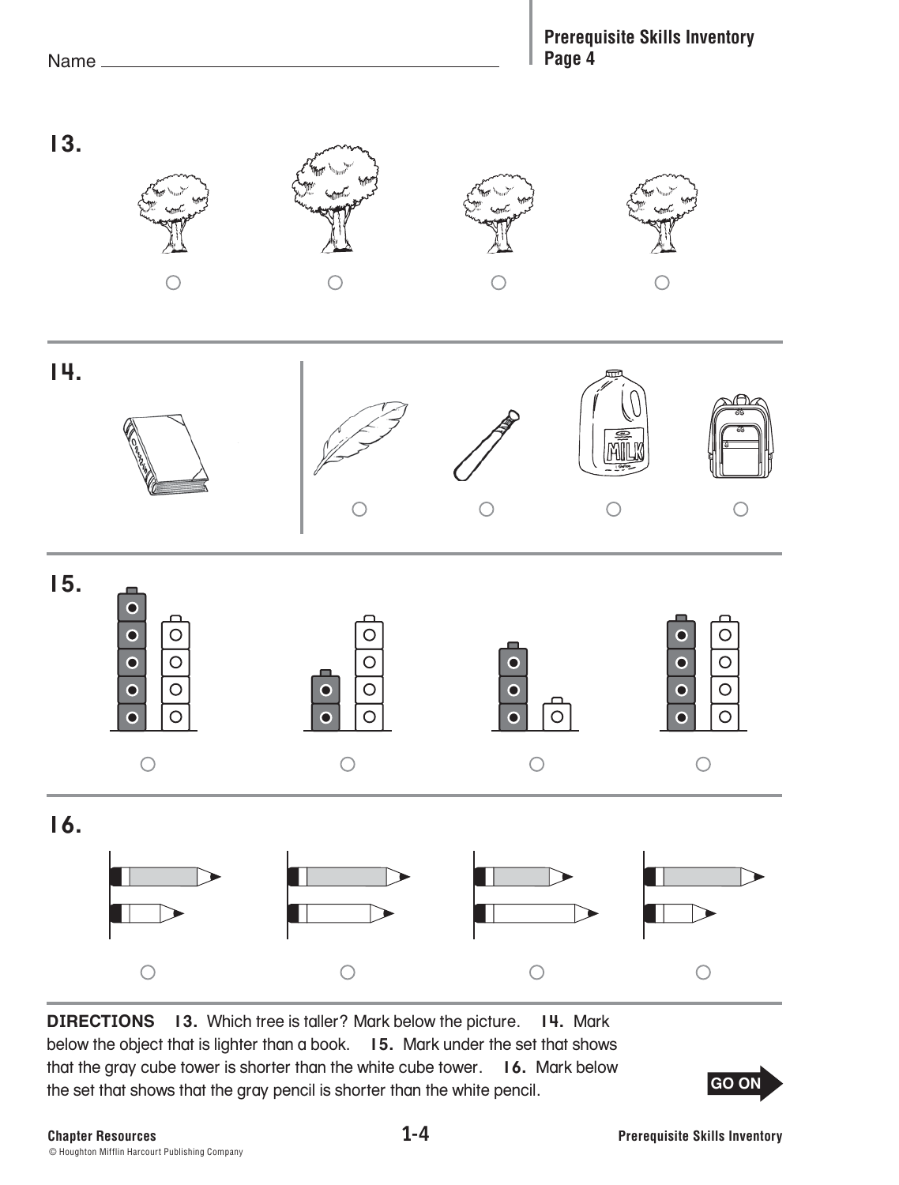Name

**Prerequisite Skills Inventory**
**Page 4**

**13.**

**14.**

MILK

**15.**

**16.**

**DIRECTIONS** **13.** Which tree is taller? Mark below the picture. **14.** Mark below the object that is lighter than a book. **15.** Mark under the set that shows that the gray cube tower is shorter than the white cube tower. **16.** Mark below the set that shows that the gray pencil is shorter than the white pencil.

GO ON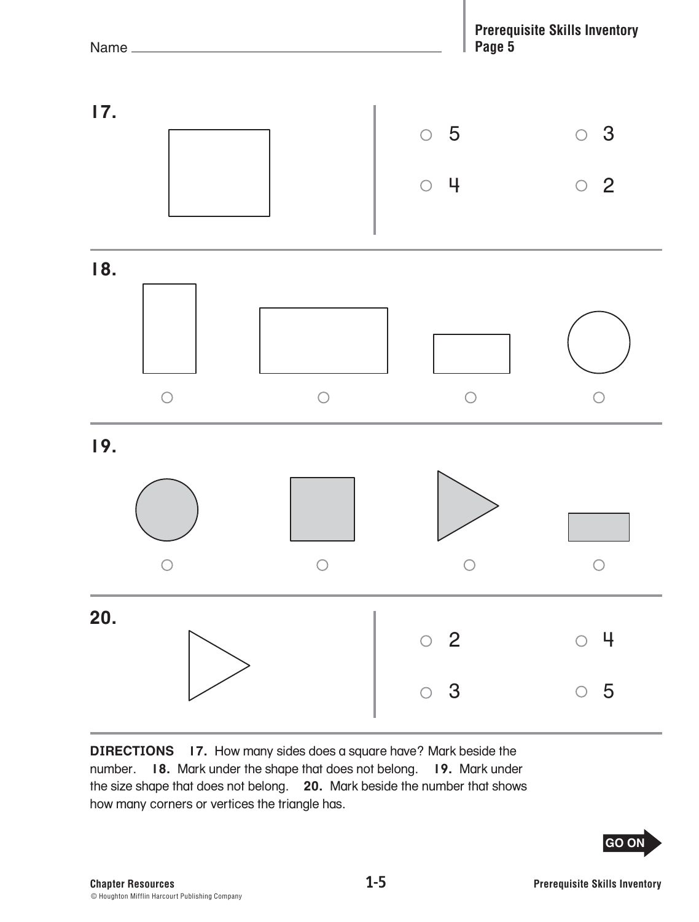Name ______________________________

**17.**

○ 5 ○ 3

○ 4 ○ 2

---

**18.**

○ ○ ○ ○

---

**19.**

○ ○ ○ ○

---

**20.**

○ 2 ○ 4

○ 3 ○ 5

---

**DIRECTIONS** **17.** How many sides does a square have? Mark beside the number. **18.** Mark under the shape that does not belong. **19.** Mark under the size shape that does not belong. **20.** Mark beside the number that shows how many corners or vertices the triangle has.

GO ON

© Houghton Mifflin Harcourt Publishing Company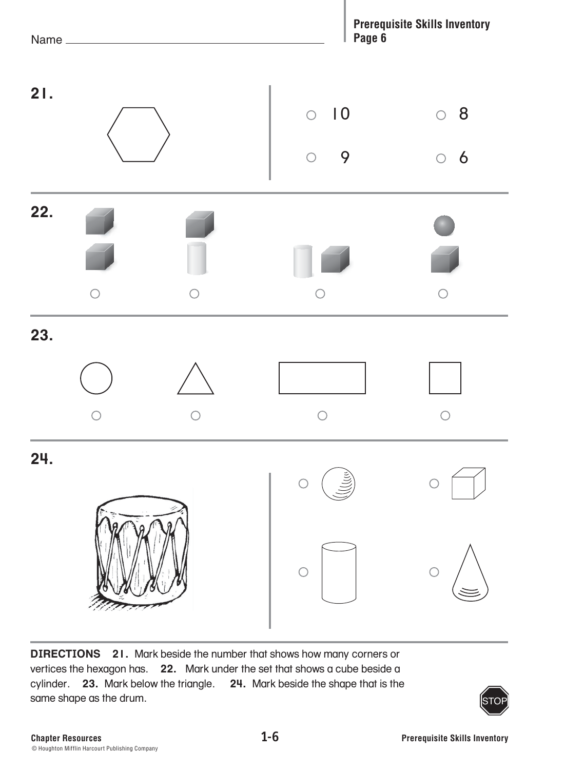Name

**21.**

○ 10 ○ 8

○ 9 ○ 6

**22.**

○ ○ ○ ○

**23.**

○ ○ ○ ○

**24.**

○ ○

○ ○

**DIRECTIONS** **21.** Mark beside the number that shows how many corners or vertices the hexagon has. **22.** Mark under the set that shows a cube beside a cylinder. **23.** Mark below the triangle. **24.** Mark beside the shape that is the same shape as the drum.

STOP